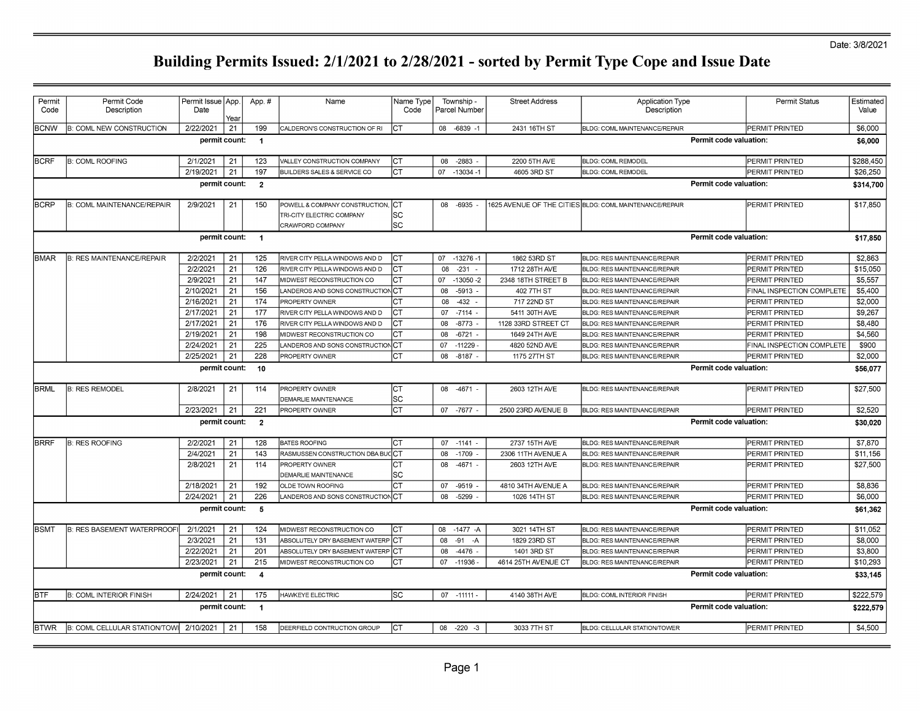Date: 3/8/2021

# Building Permits Issued: 2/1/2021 to 2/28/2021 - sorted by Permit Type Cope and Issue Date

| Permit Code | Permit Code Description | Permit Issue Date | App. Year | App. # | Name | Name Type Code | Township - Parcel Number | Street Address | Application Type Description | Permit Status | Estimated Value |
|---|---|---|---|---|---|---|---|---|---|---|---|
| BCNW | B: COML NEW CONSTRUCTION | 2/22/2021 | 21 | 199 | CALDERON'S CONSTRUCTION OF RI | CT | 08 -6839 -1 | 2431 16TH ST | BLDG: COML MAINTENANCE/REPAIR | PERMIT PRINTED | $6,000 |
| | | permit count: | 1 | | | | | | Permit code valuation: | | $6,000 |
| BCRF | B: COML ROOFING | 2/1/2021 | 21 | 123 | VALLEY CONSTRUCTION COMPANY | CT | 08 -2883 - | 2200 5TH AVE | BLDG: COML REMODEL | PERMIT PRINTED | $288,450 |
| | | 2/19/2021 | 21 | 197 | BUILDERS SALES & SERVICE CO | CT | 07 -13034 -1 | 4605 3RD ST | BLDG: COML REMODEL | PERMIT PRINTED | $26,250 |
| | | permit count: | 2 | | | | | | Permit code valuation: | | $314,700 |
| BCRP | B: COML MAINTENANCE/REPAIR | 2/9/2021 | 21 | 150 | POWELL & COMPANY CONSTRUCTION, | CT | 08 -6935 - | 1625 AVENUE OF THE CITIES | BLDG: COML MAINTENANCE/REPAIR | PERMIT PRINTED | $17,850 |
| | | | | | TRI-CITY ELECTRIC COMPANY | SC | | | | | |
| | | | | | CRAWFORD COMPANY | SC | | | | | |
| | | permit count: | 1 | | | | | | Permit code valuation: | | $17,850 |
| BMAR | B: RES MAINTENANCE/REPAIR | 2/2/2021 | 21 | 125 | RIVER CITY PELLA WINDOWS AND D | CT | 07 -13276 -1 | 1862 53RD ST | BLDG: RES MAINTENANCE/REPAIR | PERMIT PRINTED | $2,863 |
| | | 2/2/2021 | 21 | 126 | RIVER CITY PELLA WINDOWS AND D | CT | 08 -231 - | 1712 28TH AVE | BLDG: RES MAINTENANCE/REPAIR | PERMIT PRINTED | $15,050 |
| | | 2/9/2021 | 21 | 147 | MIDWEST RECONSTRUCTION CO | CT | 07 -13050 -2 | 2348 18TH STREET B | BLDG: RES MAINTENANCE/REPAIR | PERMIT PRINTED | $5,557 |
| | | 2/10/2021 | 21 | 156 | LANDEROS AND SONS CONSTRUCTION | CT | 08 -5913 - | 402 7TH ST | BLDG: RES MAINTENANCE/REPAIR | FINAL INSPECTION COMPLETE | $5,400 |
| | | 2/16/2021 | 21 | 174 | PROPERTY OWNER | CT | 08 -432 - | 717 22ND ST | BLDG: RES MAINTENANCE/REPAIR | PERMIT PRINTED | $2,000 |
| | | 2/17/2021 | 21 | 177 | RIVER CITY PELLA WINDOWS AND D | CT | 07 -7114 - | 5411 30TH AVE | BLDG: RES MAINTENANCE/REPAIR | PERMIT PRINTED | $9,267 |
| | | 2/17/2021 | 21 | 176 | RIVER CITY PELLA WINDOWS AND D | CT | 08 -8773 - | 1128 33RD STREET CT | BLDG: RES MAINTENANCE/REPAIR | PERMIT PRINTED | $8,480 |
| | | 2/19/2021 | 21 | 198 | MIDWEST RECONSTRUCTION CO | CT | 08 -6721 - | 1649 24TH AVE | BLDG: RES MAINTENANCE/REPAIR | PERMIT PRINTED | $4,560 |
| | | 2/24/2021 | 21 | 225 | LANDEROS AND SONS CONSTRUCTION | CT | 07 -11229 - | 4820 52ND AVE | BLDG: RES MAINTENANCE/REPAIR | FINAL INSPECTION COMPLETE | $900 |
| | | 2/25/2021 | 21 | 228 | PROPERTY OWNER | CT | 08 -8187 - | 1175 27TH ST | BLDG: RES MAINTENANCE/REPAIR | PERMIT PRINTED | $2,000 |
| | | permit count: | 10 | | | | | | Permit code valuation: | | $56,077 |
| BRML | B: RES REMODEL | 2/8/2021 | 21 | 114 | PROPERTY OWNER | CT | 08 -4671 - | 2603 12TH AVE | BLDG: RES MAINTENANCE/REPAIR | PERMIT PRINTED | $27,500 |
| | | | | | DEMARLIE MAINTENANCE | SC | | | | | |
| | | 2/23/2021 | 21 | 221 | PROPERTY OWNER | CT | 07 -7677 - | 2500 23RD AVENUE B | BLDG: RES MAINTENANCE/REPAIR | PERMIT PRINTED | $2,520 |
| | | permit count: | 2 | | | | | | Permit code valuation: | | $30,020 |
| BRRF | B: RES ROOFING | 2/2/2021 | 21 | 128 | BATES ROOFING | CT | 07 -1141 - | 2737 15TH AVE | BLDG: RES MAINTENANCE/REPAIR | PERMIT PRINTED | $7,870 |
| | | 2/4/2021 | 21 | 143 | RASMUSSEN CONSTRUCTION DBA BUC | CT | 08 -1709 - | 2306 11TH AVENUE A | BLDG: RES MAINTENANCE/REPAIR | PERMIT PRINTED | $11,156 |
| | | 2/8/2021 | 21 | 114 | PROPERTY OWNER | CT | 08 -4671 - | 2603 12TH AVE | BLDG: RES MAINTENANCE/REPAIR | PERMIT PRINTED | $27,500 |
| | | | | | DEMARLIE MAINTENANCE | SC | | | | | |
| | | 2/18/2021 | 21 | 192 | OLDE TOWN ROOFING | CT | 07 -9519 - | 4810 34TH AVENUE A | BLDG: RES MAINTENANCE/REPAIR | PERMIT PRINTED | $8,836 |
| | | 2/24/2021 | 21 | 226 | LANDEROS AND SONS CONSTRUCTION | CT | 08 -5299 - | 1026 14TH ST | BLDG: RES MAINTENANCE/REPAIR | PERMIT PRINTED | $6,000 |
| | | permit count: | 5 | | | | | | Permit code valuation: | | $61,362 |
| BSMT | B: RES BASEMENT WATERPROOFI | 2/1/2021 | 21 | 124 | MIDWEST RECONSTRUCTION CO | CT | 08 -1477 -A | 3021 14TH ST | BLDG: RES MAINTENANCE/REPAIR | PERMIT PRINTED | $11,052 |
| | | 2/3/2021 | 21 | 131 | ABSOLUTELY DRY BASEMENT WATERP | CT | 08 -91 -A | 1829 23RD ST | BLDG: RES MAINTENANCE/REPAIR | PERMIT PRINTED | $8,000 |
| | | 2/22/2021 | 21 | 201 | ABSOLUTELY DRY BASEMENT WATERP | CT | 08 -4476 - | 1401 3RD ST | BLDG: RES MAINTENANCE/REPAIR | PERMIT PRINTED | $3,800 |
| | | 2/23/2021 | 21 | 215 | MIDWEST RECONSTRUCTION CO | CT | 07 -11936 - | 4614 25TH AVENUE CT | BLDG: RES MAINTENANCE/REPAIR | PERMIT PRINTED | $10,293 |
| | | permit count: | 4 | | | | | | Permit code valuation: | | $33,145 |
| BTF | B: COML INTERIOR FINISH | 2/24/2021 | 21 | 175 | HAWKEYE ELECTRIC | SC | 07 -11111 - | 4140 38TH AVE | BLDG: COML INTERIOR FINISH | PERMIT PRINTED | $222,579 |
| | | permit count: | 1 | | | | | | Permit code valuation: | | $222,579 |
| BTWR | B: COML CELLULAR STATION/TOWI | 2/10/2021 | 21 | 158 | DEERFIELD CONTRUCTION GROUP | CT | 08 -220 -3 | 3033 7TH ST | BLDG: CELLULAR STATION/TOWER | PERMIT PRINTED | $4,500 |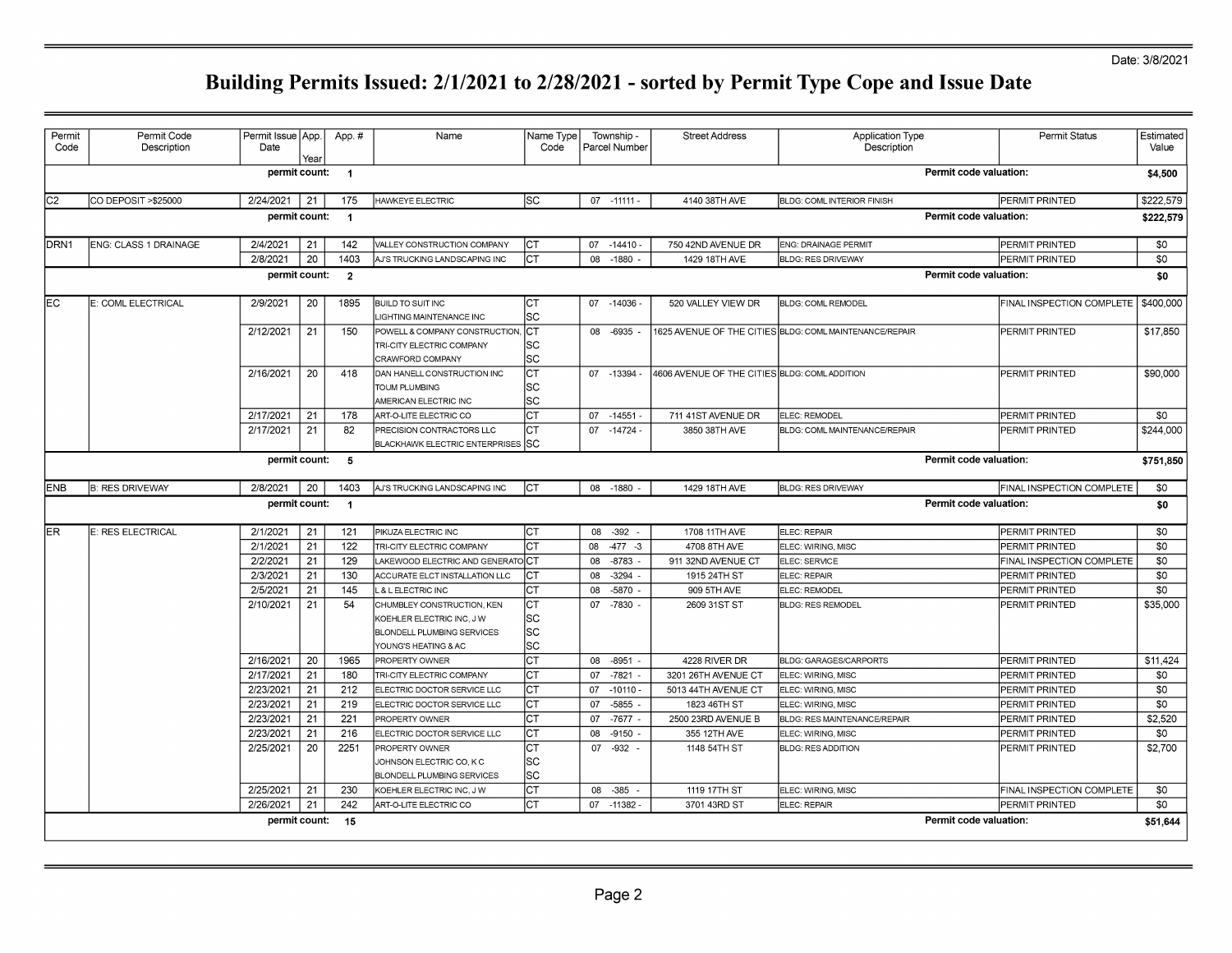Date: 3/8/2021

# Building Permits Issued: 2/1/2021 to 2/28/2021 - sorted by Permit Type Cope and Issue Date

| Permit Code | Permit Code Description | Permit Issue Date | App. Year | App. # | Name | Name Type Code | Township - Parcel Number | Street Address | Application Type Description | Permit Status | Estimated Value |
|---|---|---|---|---|---|---|---|---|---|---|---|
| | | **permit count:** | | **1** | | | | | **Permit code valuation:** | | **$4,500** |
| C2 | CO DEPOSIT >$25000 | 2/24/2021 | 21 | 175 | HAWKEYE ELECTRIC | SC | 07 -11111 - | 4140 38TH AVE | BLDG: COML INTERIOR FINISH | PERMIT PRINTED | $222,579 |
| | | **permit count:** | | **1** | | | | | **Permit code valuation:** | | **$222,579** |
| DRN1 | ENG: CLASS 1 DRAINAGE | 2/4/2021 | 21 | 142 | VALLEY CONSTRUCTION COMPANY | CT | 07 -14410 - | 750 42ND AVENUE DR | ENG: DRAINAGE PERMIT | PERMIT PRINTED | $0 |
| | | 2/8/2021 | 20 | 1403 | AJ'S TRUCKING LANDSCAPING INC | CT | 08 -1880 - | 1429 18TH AVE | BLDG: RES DRIVEWAY | PERMIT PRINTED | $0 |
| | | **permit count:** | | **2** | | | | | **Permit code valuation:** | | **$0** |
| EC | E: COML ELECTRICAL | 2/9/2021 | 20 | 1895 | BUILD TO SUIT INC | CT | 07 -14036 - | 520 VALLEY VIEW DR | BLDG: COML REMODEL | FINAL INSPECTION COMPLETE | $400,000 |
| | | | | | LIGHTING MAINTENANCE INC | SC | | | | | |
| | | 2/12/2021 | 21 | 150 | POWELL & COMPANY CONSTRUCTION, | CT | 08 -6935 - | 1625 AVENUE OF THE CITIES | BLDG: COML MAINTENANCE/REPAIR | PERMIT PRINTED | $17,850 |
| | | | | | TRI-CITY ELECTRIC COMPANY | SC | | | | | |
| | | | | | CRAWFORD COMPANY | SC | | | | | |
| | | 2/16/2021 | 20 | 418 | DAN HANELL CONSTRUCTION INC | CT | 07 -13394 - | 4606 AVENUE OF THE CITIES | BLDG: COML ADDITION | PERMIT PRINTED | $90,000 |
| | | | | | TOUM PLUMBING | SC | | | | | |
| | | | | | AMERICAN ELECTRIC INC | SC | | | | | |
| | | 2/17/2021 | 21 | 178 | ART-O-LITE ELECTRIC CO | CT | 07 -14551 - | 711 41ST AVENUE DR | ELEC: REMODEL | PERMIT PRINTED | $0 |
| | | 2/17/2021 | 21 | 82 | PRECISION CONTRACTORS LLC | CT | 07 -14724 - | 3850 38TH AVE | BLDG: COML MAINTENANCE/REPAIR | PERMIT PRINTED | $244,000 |
| | | | | | BLACKHAWK ELECTRIC ENTERPRISES | SC | | | | | |
| | | **permit count:** | | **5** | | | | | **Permit code valuation:** | | **$751,850** |
| ENB | B: RES DRIVEWAY | 2/8/2021 | 20 | 1403 | AJ'S TRUCKING LANDSCAPING INC | CT | 08 -1880 - | 1429 18TH AVE | BLDG: RES DRIVEWAY | FINAL INSPECTION COMPLETE | $0 |
| | | **permit count:** | | **1** | | | | | **Permit code valuation:** | | **$0** |
| ER | E: RES ELECTRICAL | 2/1/2021 | 21 | 121 | PIKUZA ELECTRIC INC | CT | 08 -392 - | 1708 11TH AVE | ELEC: REPAIR | PERMIT PRINTED | $0 |
| | | 2/1/2021 | 21 | 122 | TRI-CITY ELECTRIC COMPANY | CT | 08 -477 -3 | 4708 8TH AVE | ELEC: WIRING, MISC | PERMIT PRINTED | $0 |
| | | 2/2/2021 | 21 | 129 | LAKEWOOD ELECTRIC AND GENERATO | CT | 08 -8783 - | 911 32ND AVENUE CT | ELEC: SERVICE | FINAL INSPECTION COMPLETE | $0 |
| | | 2/3/2021 | 21 | 130 | ACCURATE ELCT INSTALLATION LLC | CT | 08 -3294 - | 1915 24TH ST | ELEC: REPAIR | PERMIT PRINTED | $0 |
| | | 2/5/2021 | 21 | 145 | L & L ELECTRIC INC | CT | 08 -5870 - | 909 5TH AVE | ELEC: REMODEL | PERMIT PRINTED | $0 |
| | | 2/10/2021 | 21 | 54 | CHUMBLEY CONSTRUCTION, KEN | CT | 07 -7830 - | 2609 31ST ST | BLDG: RES REMODEL | PERMIT PRINTED | $35,000 |
| | | | | | KOEHLER ELECTRIC INC, J W | SC | | | | | |
| | | | | | BLONDELL PLUMBING SERVICES | SC | | | | | |
| | | | | | YOUNG'S HEATING & AC | SC | | | | | |
| | | 2/16/2021 | 20 | 1965 | PROPERTY OWNER | CT | 08 -8951 - | 4228 RIVER DR | BLDG: GARAGES/CARPORTS | PERMIT PRINTED | $11,424 |
| | | 2/17/2021 | 21 | 180 | TRI-CITY ELECTRIC COMPANY | CT | 07 -7821 - | 3201 26TH AVENUE CT | ELEC: WIRING, MISC | PERMIT PRINTED | $0 |
| | | 2/23/2021 | 21 | 212 | ELECTRIC DOCTOR SERVICE LLC | CT | 07 -10110 - | 5013 44TH AVENUE CT | ELEC: WIRING, MISC | PERMIT PRINTED | $0 |
| | | 2/23/2021 | 21 | 219 | ELECTRIC DOCTOR SERVICE LLC | CT | 07 -5855 - | 1823 46TH ST | ELEC: WIRING, MISC | PERMIT PRINTED | $0 |
| | | 2/23/2021 | 21 | 221 | PROPERTY OWNER | CT | 07 -7677 - | 2500 23RD AVENUE B | BLDG: RES MAINTENANCE/REPAIR | PERMIT PRINTED | $2,520 |
| | | 2/23/2021 | 21 | 216 | ELECTRIC DOCTOR SERVICE LLC | CT | 08 -9150 - | 355 12TH AVE | ELEC: WIRING, MISC | PERMIT PRINTED | $0 |
| | | 2/25/2021 | 20 | 2251 | PROPERTY OWNER | CT | 07 -932 - | 1148 54TH ST | BLDG: RES ADDITION | PERMIT PRINTED | $2,700 |
| | | | | | JOHNSON ELECTRIC CO, K C | SC | | | | | |
| | | | | | BLONDELL PLUMBING SERVICES | SC | | | | | |
| | | 2/25/2021 | 21 | 230 | KOEHLER ELECTRIC INC, J W | CT | 08 -385 - | 1119 17TH ST | ELEC: WIRING, MISC | FINAL INSPECTION COMPLETE | $0 |
| | | 2/26/2021 | 21 | 242 | ART-O-LITE ELECTRIC CO | CT | 07 -11382 - | 3701 43RD ST | ELEC: REPAIR | PERMIT PRINTED | $0 |
| | | **permit count:** | | **15** | | | | | **Permit code valuation:** | | **$51,644** |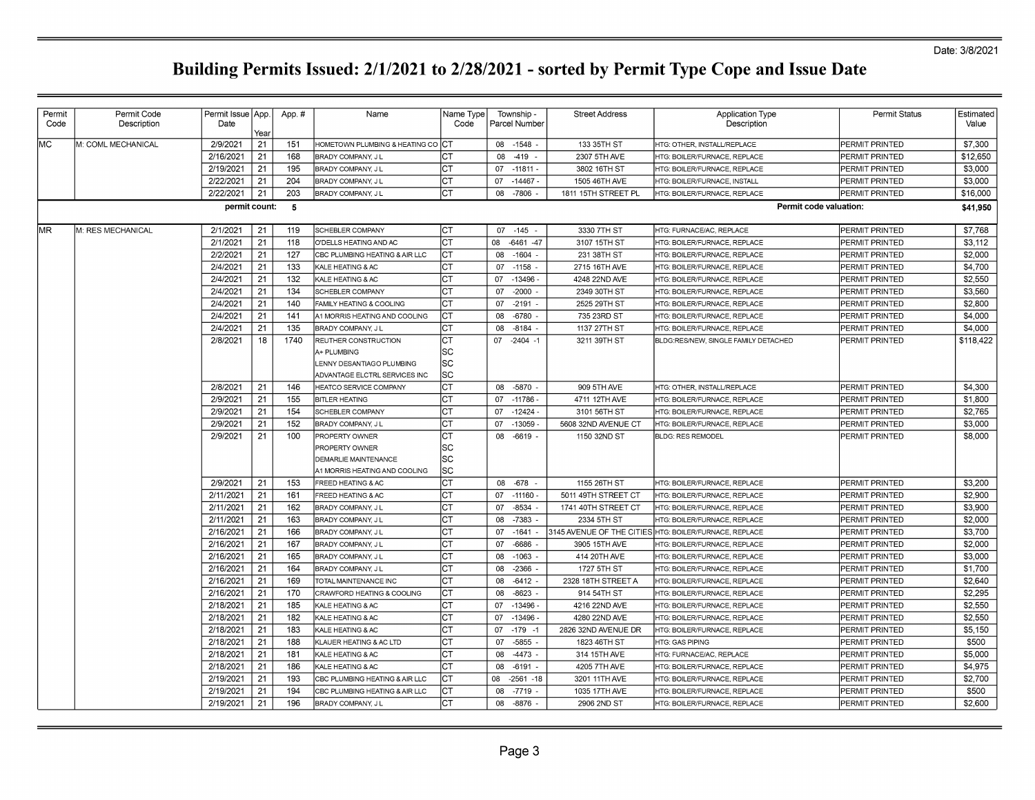Date: 3/8/2021

# Building Permits Issued: 2/1/2021 to 2/28/2021 - sorted by Permit Type Cope and Issue Date

| Permit Code | Permit Code Description | Permit Issue Date | App. Year | App. # | Name | Name Type Code | Township - Parcel Number | Street Address | Application Type Description | Permit Status | Estimated Value |
|---|---|---|---|---|---|---|---|---|---|---|---|
| MC | M: COML MECHANICAL | 2/9/2021 | 21 | 151 | HOMETOWN PLUMBING & HEATING CO | CT | 08 -1548 - | 133 35TH ST | HTG: OTHER, INSTALL/REPLACE | PERMIT PRINTED | $7,300 |
| | | 2/16/2021 | 21 | 168 | BRADY COMPANY, J L | CT | 08 -419 - | 2307 5TH AVE | HTG: BOILER/FURNACE, REPLACE | PERMIT PRINTED | $12,650 |
| | | 2/19/2021 | 21 | 195 | BRADY COMPANY, J L | CT | 07 -11811 - | 3802 16TH ST | HTG: BOILER/FURNACE, REPLACE | PERMIT PRINTED | $3,000 |
| | | 2/22/2021 | 21 | 204 | BRADY COMPANY, J L | CT | 07 -14467 - | 1505 46TH AVE | HTG: BOILER/FURNACE, INSTALL | PERMIT PRINTED | $3,000 |
| | | 2/22/2021 | 21 | 203 | BRADY COMPANY, J L | CT | 08 -7806 - | 1811 15TH STREET PL | HTG: BOILER/FURNACE, REPLACE | PERMIT PRINTED | $16,000 |
| | | permit count: | | 5 | | | | | Permit code valuation: | | $41,950 |
| MR | M: RES MECHANICAL | 2/1/2021 | 21 | 119 | SCHEBLER COMPANY | CT | 07 -145 - | 3330 7TH ST | HTG: FURNACE/AC, REPLACE | PERMIT PRINTED | $7,768 |
| | | 2/1/2021 | 21 | 118 | O'DELLS HEATING AND AC | CT | 08 -6461 -47 | 3107 15TH ST | HTG: BOILER/FURNACE, REPLACE | PERMIT PRINTED | $3,112 |
| | | 2/2/2021 | 21 | 127 | CBC PLUMBING HEATING & AIR LLC | CT | 08 -1604 - | 231 38TH ST | HTG: BOILER/FURNACE, REPLACE | PERMIT PRINTED | $2,000 |
| | | 2/4/2021 | 21 | 133 | KALE HEATING & AC | CT | 07 -1158 - | 2715 16TH AVE | HTG: BOILER/FURNACE, REPLACE | PERMIT PRINTED | $4,700 |
| | | 2/4/2021 | 21 | 132 | KALE HEATING & AC | CT | 07 -13496 - | 4248 22ND AVE | HTG: BOILER/FURNACE, REPLACE | PERMIT PRINTED | $2,550 |
| | | 2/4/2021 | 21 | 134 | SCHEBLER COMPANY | CT | 07 -2000 - | 2349 30TH ST | HTG: BOILER/FURNACE, REPLACE | PERMIT PRINTED | $3,560 |
| | | 2/4/2021 | 21 | 140 | FAMILY HEATING & COOLING | CT | 07 -2191 - | 2525 29TH ST | HTG: BOILER/FURNACE, REPLACE | PERMIT PRINTED | $2,800 |
| | | 2/4/2021 | 21 | 141 | A1 MORRIS HEATING AND COOLING | CT | 08 -6780 - | 735 23RD ST | HTG: BOILER/FURNACE, REPLACE | PERMIT PRINTED | $4,000 |
| | | 2/4/2021 | 21 | 135 | BRADY COMPANY, J L | CT | 08 -8184 - | 1137 27TH ST | HTG: BOILER/FURNACE, REPLACE | PERMIT PRINTED | $4,000 |
| | | 2/8/2021 | 18 | 1740 | REUTHER CONSTRUCTION | CT | 07 -2404 -1 | 3211 39TH ST | BLDG:RES/NEW, SINGLE FAMILY DETACHED | PERMIT PRINTED | $118,422 |
| | | | | | A+ PLUMBING | SC | | | | | |
| | | | | | LENNY DESANTIAGO PLUMBING | SC | | | | | |
| | | | | | ADVANTAGE ELCTRL SERVICES INC | SC | | | | | |
| | | 2/8/2021 | 21 | 146 | HEATCO SERVICE COMPANY | CT | 08 -5870 - | 909 5TH AVE | HTG: OTHER, INSTALL/REPLACE | PERMIT PRINTED | $4,300 |
| | | 2/9/2021 | 21 | 155 | BITLER HEATING | CT | 07 -11786 - | 4711 12TH AVE | HTG: BOILER/FURNACE, REPLACE | PERMIT PRINTED | $1,800 |
| | | 2/9/2021 | 21 | 154 | SCHEBLER COMPANY | CT | 07 -12424 - | 3101 56TH ST | HTG: BOILER/FURNACE, REPLACE | PERMIT PRINTED | $2,765 |
| | | 2/9/2021 | 21 | 152 | BRADY COMPANY, J L | CT | 07 -13059 - | 5608 32ND AVENUE CT | HTG: BOILER/FURNACE, REPLACE | PERMIT PRINTED | $3,000 |
| | | 2/9/2021 | 21 | 100 | PROPERTY OWNER | CT | 08 -6619 - | 1150 32ND ST | BLDG: RES REMODEL | PERMIT PRINTED | $8,000 |
| | | | | | PROPERTY OWNER | SC | | | | | |
| | | | | | DEMARLIE MAINTENANCE | SC | | | | | |
| | | | | | A1 MORRIS HEATING AND COOLING | SC | | | | | |
| | | 2/9/2021 | 21 | 153 | FREED HEATING & AC | CT | 08 -678 - | 1155 26TH ST | HTG: BOILER/FURNACE, REPLACE | PERMIT PRINTED | $3,200 |
| | | 2/11/2021 | 21 | 161 | FREED HEATING & AC | CT | 07 -11160 - | 5011 49TH STREET CT | HTG: BOILER/FURNACE, REPLACE | PERMIT PRINTED | $2,900 |
| | | 2/11/2021 | 21 | 162 | BRADY COMPANY, J L | CT | 07 -8534 - | 1741 40TH STREET CT | HTG: BOILER/FURNACE, REPLACE | PERMIT PRINTED | $3,900 |
| | | 2/11/2021 | 21 | 163 | BRADY COMPANY, J L | CT | 08 -7383 - | 2334 5TH ST | HTG: BOILER/FURNACE, REPLACE | PERMIT PRINTED | $2,000 |
| | | 2/16/2021 | 21 | 166 | BRADY COMPANY, J L | CT | 07 -1641 - | 3145 AVENUE OF THE CITIES | HTG: BOILER/FURNACE, REPLACE | PERMIT PRINTED | $3,700 |
| | | 2/16/2021 | 21 | 167 | BRADY COMPANY, J L | CT | 07 -6686 - | 3905 15TH AVE | HTG: BOILER/FURNACE, REPLACE | PERMIT PRINTED | $2,000 |
| | | 2/16/2021 | 21 | 165 | BRADY COMPANY, J L | CT | 08 -1063 - | 414 20TH AVE | HTG: BOILER/FURNACE, REPLACE | PERMIT PRINTED | $3,000 |
| | | 2/16/2021 | 21 | 164 | BRADY COMPANY, J L | CT | 08 -2366 - | 1727 5TH ST | HTG: BOILER/FURNACE, REPLACE | PERMIT PRINTED | $1,700 |
| | | 2/16/2021 | 21 | 169 | TOTAL MAINTENANCE INC | CT | 08 -6412 - | 2328 18TH STREET A | HTG: BOILER/FURNACE, REPLACE | PERMIT PRINTED | $2,640 |
| | | 2/16/2021 | 21 | 170 | CRAWFORD HEATING & COOLING | CT | 08 -8623 - | 914 54TH ST | HTG: BOILER/FURNACE, REPLACE | PERMIT PRINTED | $2,295 |
| | | 2/18/2021 | 21 | 185 | KALE HEATING & AC | CT | 07 -13496 - | 4216 22ND AVE | HTG: BOILER/FURNACE, REPLACE | PERMIT PRINTED | $2,550 |
| | | 2/18/2021 | 21 | 182 | KALE HEATING & AC | CT | 07 -13496 - | 4280 22ND AVE | HTG: BOILER/FURNACE, REPLACE | PERMIT PRINTED | $2,550 |
| | | 2/18/2021 | 21 | 183 | KALE HEATING & AC | CT | 07 -179 -1 | 2826 32ND AVENUE DR | HTG: BOILER/FURNACE, REPLACE | PERMIT PRINTED | $5,150 |
| | | 2/18/2021 | 21 | 188 | KLAUER HEATING & AC LTD | CT | 07 -5855 - | 1823 46TH ST | HTG: GAS PIPING | PERMIT PRINTED | $500 |
| | | 2/18/2021 | 21 | 181 | KALE HEATING & AC | CT | 08 -4473 - | 314 15TH AVE | HTG: FURNACE/AC, REPLACE | PERMIT PRINTED | $5,000 |
| | | 2/18/2021 | 21 | 186 | KALE HEATING & AC | CT | 08 -6191 - | 4205 7TH AVE | HTG: BOILER/FURNACE, REPLACE | PERMIT PRINTED | $4,975 |
| | | 2/19/2021 | 21 | 193 | CBC PLUMBING HEATING & AIR LLC | CT | 08 -2561 -18 | 3201 11TH AVE | HTG: BOILER/FURNACE, REPLACE | PERMIT PRINTED | $2,700 |
| | | 2/19/2021 | 21 | 194 | CBC PLUMBING HEATING & AIR LLC | CT | 08 -7719 - | 1035 17TH AVE | HTG: BOILER/FURNACE, REPLACE | PERMIT PRINTED | $500 |
| | | 2/19/2021 | 21 | 196 | BRADY COMPANY, J L | CT | 08 -8876 - | 2906 2ND ST | HTG: BOILER/FURNACE, REPLACE | PERMIT PRINTED | $2,600 |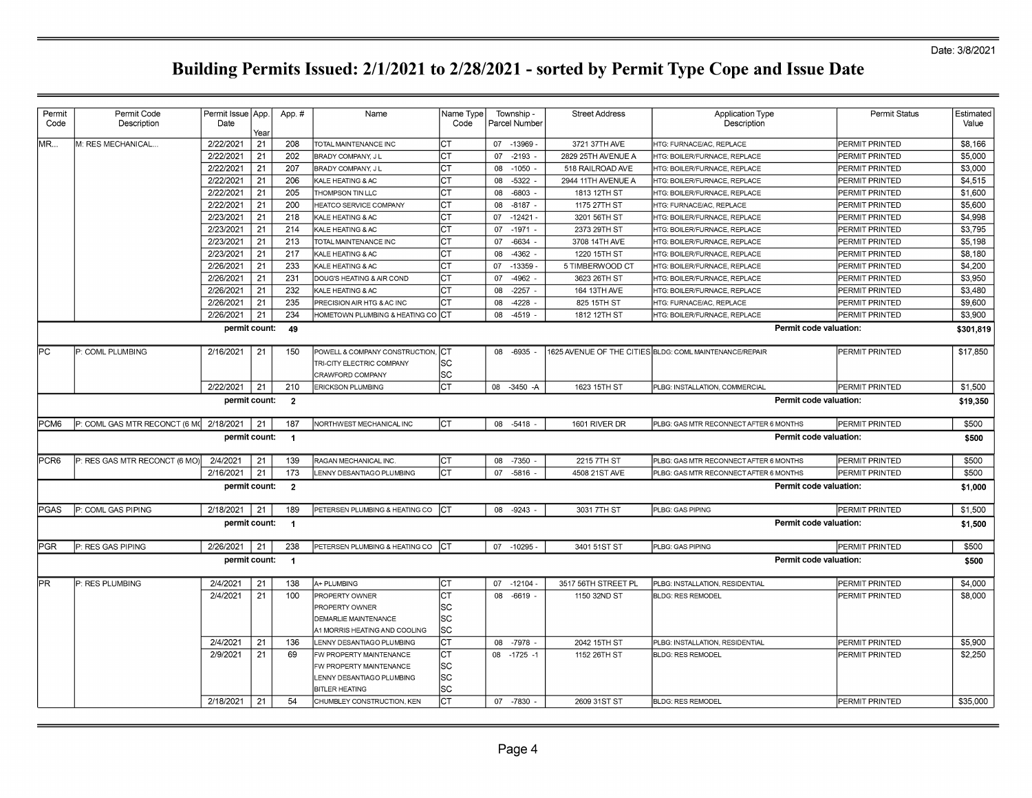Date: 3/8/2021

# Building Permits Issued: 2/1/2021 to 2/28/2021 - sorted by Permit Type Cope and Issue Date

| Permit Code | Permit Code Description | Permit Issue Date | App. Year | App. # | Name | Name Type Code | Township - Parcel Number | Street Address | Application Type Description | Permit Status | Estimated Value |
|---|---|---|---|---|---|---|---|---|---|---|---|
| MR... | M: RES MECHANICAL... | 2/22/2021 | 21 | 208 | TOTAL MAINTENANCE INC | CT | 07 -13969 - | 3721 37TH AVE | HTG: FURNACE/AC, REPLACE | PERMIT PRINTED | $8,166 |
| | | 2/22/2021 | 21 | 202 | BRADY COMPANY, J L | CT | 07 -2193 - | 2829 25TH AVENUE A | HTG: BOILER/FURNACE, REPLACE | PERMIT PRINTED | $5,000 |
| | | 2/22/2021 | 21 | 207 | BRADY COMPANY, J L | CT | 08 -1050 - | 518 RAILROAD AVE | HTG: BOILER/FURNACE, REPLACE | PERMIT PRINTED | $3,000 |
| | | 2/22/2021 | 21 | 206 | KALE HEATING & AC | CT | 08 -5322 - | 2944 11TH AVENUE A | HTG: BOILER/FURNACE, REPLACE | PERMIT PRINTED | $4,515 |
| | | 2/22/2021 | 21 | 205 | THOMPSON TIN LLC | CT | 08 -6803 - | 1813 12TH ST | HTG: BOILER/FURNACE, REPLACE | PERMIT PRINTED | $1,600 |
| | | 2/22/2021 | 21 | 200 | HEATCO SERVICE COMPANY | CT | 08 -8187 - | 1175 27TH ST | HTG: FURNACE/AC, REPLACE | PERMIT PRINTED | $5,600 |
| | | 2/23/2021 | 21 | 218 | KALE HEATING & AC | CT | 07 -12421 - | 3201 56TH ST | HTG: BOILER/FURNACE, REPLACE | PERMIT PRINTED | $4,998 |
| | | 2/23/2021 | 21 | 214 | KALE HEATING & AC | CT | 07 -1971 - | 2373 29TH ST | HTG: BOILER/FURNACE, REPLACE | PERMIT PRINTED | $3,795 |
| | | 2/23/2021 | 21 | 213 | TOTAL MAINTENANCE INC | CT | 07 -6634 - | 3708 14TH AVE | HTG: BOILER/FURNACE, REPLACE | PERMIT PRINTED | $5,198 |
| | | 2/23/2021 | 21 | 217 | KALE HEATING & AC | CT | 08 -4362 - | 1220 15TH ST | HTG: BOILER/FURNACE, REPLACE | PERMIT PRINTED | $8,180 |
| | | 2/26/2021 | 21 | 233 | KALE HEATING & AC | CT | 07 -13359 - | 5 TIMBERWOOD CT | HTG: BOILER/FURNACE, REPLACE | PERMIT PRINTED | $4,200 |
| | | 2/26/2021 | 21 | 231 | DOUG'S HEATING & AIR COND | CT | 07 -4962 - | 3623 26TH ST | HTG: BOILER/FURNACE, REPLACE | PERMIT PRINTED | $3,950 |
| | | 2/26/2021 | 21 | 232 | KALE HEATING & AC | CT | 08 -2257 - | 164 13TH AVE | HTG: BOILER/FURNACE, REPLACE | PERMIT PRINTED | $3,480 |
| | | 2/26/2021 | 21 | 235 | PRECISION AIR HTG & AC INC | CT | 08 -4228 - | 825 15TH ST | HTG: FURNACE/AC, REPLACE | PERMIT PRINTED | $9,600 |
| | | 2/26/2021 | 21 | 234 | HOMETOWN PLUMBING & HEATING CO | CT | 08 -4519 - | 1812 12TH ST | HTG: BOILER/FURNACE, REPLACE | PERMIT PRINTED | $3,900 |
| | | **permit count:** | | **49** | | | | | **Permit code valuation:** | | **$301,819** |
| PC | P: COML PLUMBING | 2/16/2021 | 21 | 150 | POWELL & COMPANY CONSTRUCTION, | CT | 08 -6935 - | 1625 AVENUE OF THE CITIES | BLDG: COML MAINTENANCE/REPAIR | PERMIT PRINTED | $17,850 |
| | | | | | TRI-CITY ELECTRIC COMPANY | SC | | | | | |
| | | | | | CRAWFORD COMPANY | SC | | | | | |
| | | 2/22/2021 | 21 | 210 | ERICKSON PLUMBING | CT | 08 -3450 -A | 1623 15TH ST | PLBG: INSTALLATION, COMMERCIAL | PERMIT PRINTED | $1,500 |
| | | **permit count:** | | **2** | | | | | **Permit code valuation:** | | **$19,350** |
| PCM6 | P: COML GAS MTR RECONCT (6 MO | 2/18/2021 | 21 | 187 | NORTHWEST MECHANICAL INC | CT | 08 -5418 - | 1601 RIVER DR | PLBG: GAS MTR RECONNECT AFTER 6 MONTHS | PERMIT PRINTED | $500 |
| | | **permit count:** | | **1** | | | | | **Permit code valuation:** | | **$500** |
| PCR6 | P: RES GAS MTR RECONCT (6 MO) | 2/4/2021 | 21 | 139 | RAGAN MECHANICAL INC. | CT | 08 -7350 - | 2215 7TH ST | PLBG: GAS MTR RECONNECT AFTER 6 MONTHS | PERMIT PRINTED | $500 |
| | | 2/16/2021 | 21 | 173 | LENNY DESANTIAGO PLUMBING | CT | 07 -5816 - | 4508 21ST AVE | PLBG: GAS MTR RECONNECT AFTER 6 MONTHS | PERMIT PRINTED | $500 |
| | | **permit count:** | | **2** | | | | | **Permit code valuation:** | | **$1,000** |
| PGAS | P: COML GAS PIPING | 2/18/2021 | 21 | 189 | PETERSEN PLUMBING & HEATING CO | CT | 08 -9243 - | 3031 7TH ST | PLBG: GAS PIPING | PERMIT PRINTED | $1,500 |
| | | **permit count:** | | **1** | | | | | **Permit code valuation:** | | **$1,500** |
| PGR | P: RES GAS PIPING | 2/26/2021 | 21 | 238 | PETERSEN PLUMBING & HEATING CO | CT | 07 -10295 - | 3401 51ST ST | PLBG: GAS PIPING | PERMIT PRINTED | $500 |
| | | **permit count:** | | **1** | | | | | **Permit code valuation:** | | **$500** |
| PR | P: RES PLUMBING | 2/4/2021 | 21 | 138 | A+ PLUMBING | CT | 07 -12104 - | 3517 56TH STREET PL | PLBG: INSTALLATION, RESIDENTIAL | PERMIT PRINTED | $4,000 |
| | | 2/4/2021 | 21 | 100 | PROPERTY OWNER | CT | 08 -6619 - | 1150 32ND ST | BLDG: RES REMODEL | PERMIT PRINTED | $8,000 |
| | | | | | PROPERTY OWNER | SC | | | | | |
| | | | | | DEMARLIE MAINTENANCE | SC | | | | | |
| | | | | | A1 MORRIS HEATING AND COOLING | SC | | | | | |
| | | 2/4/2021 | 21 | 136 | LENNY DESANTIAGO PLUMBING | CT | 08 -7978 - | 2042 15TH ST | PLBG: INSTALLATION, RESIDENTIAL | PERMIT PRINTED | $5,900 |
| | | 2/9/2021 | 21 | 69 | FW PROPERTY MAINTENANCE | CT | 08 -1725 -1 | 1152 26TH ST | BLDG: RES REMODEL | PERMIT PRINTED | $2,250 |
| | | | | | FW PROPERTY MAINTENANCE | SC | | | | | |
| | | | | | LENNY DESANTIAGO PLUMBING | SC | | | | | |
| | | | | | BITLER HEATING | SC | | | | | |
| | | 2/18/2021 | 21 | 54 | CHUMBLEY CONSTRUCTION, KEN | CT | 07 -7830 - | 2609 31ST ST | BLDG: RES REMODEL | PERMIT PRINTED | $35,000 |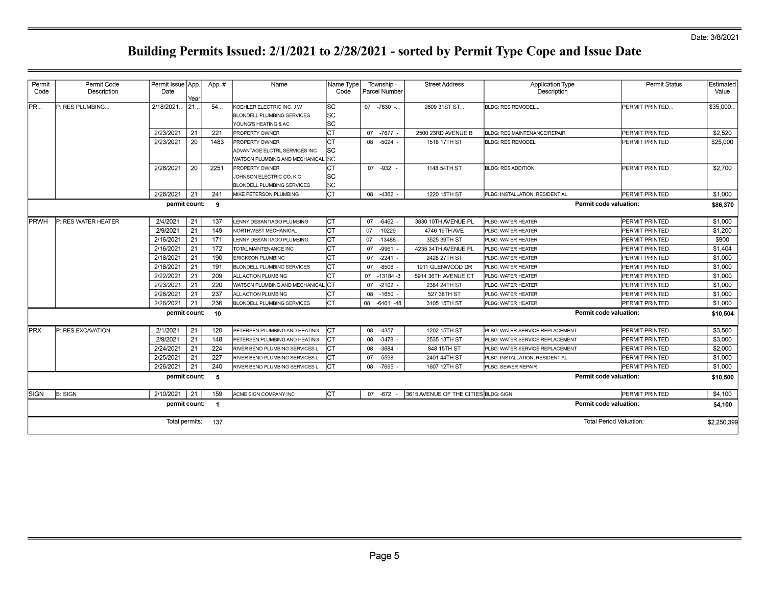Date: 3/8/2021

# Building Permits Issued: 2/1/2021 to 2/28/2021 - sorted by Permit Type Cope and Issue Date

| Permit Code | Permit Code Description | Permit Issue Date | App. Year | App. # | Name | Name Type Code | Township - Parcel Number | Street Address | Application Type Description | Permit Status | Estimated Value |
|---|---|---|---|---|---|---|---|---|---|---|---|
| PR... | P: RES PLUMBING... | 2/18/2021... | 21... | 54... | KOEHLER ELECTRIC INC, J W | SC | 07 -7830 -... | 2609 31ST ST... | BLDG: RES REMODEL... | PERMIT PRINTED... | $35,000... |
| | | | | | BLONDELL PLUMBING SERVICES | SC | | | | | |
| | | | | | YOUNG'S HEATING & AC | SC | | | | | |
| | | 2/23/2021 | 21 | 221 | PROPERTY OWNER | CT | 07 -7677 - | 2500 23RD AVENUE B | BLDG: RES MAINTENANCE/REPAIR | PERMIT PRINTED | $2,520 |
| | | 2/23/2021 | 20 | 1483 | PROPERTY OWNER | CT | 08 -5024 - | 1518 17TH ST | BLDG: RES REMODEL | PERMIT PRINTED | $25,000 |
| | | | | | ADVANTAGE ELCTRL SERVICES INC | SC | | | | | |
| | | | | | WATSON PLUMBING AND MECHANICAL | SC | | | | | |
| | | 2/26/2021 | 20 | 2251 | PROPERTY OWNER | CT | 07 -932 - | 1148 54TH ST | BLDG: RES ADDITION | PERMIT PRINTED | $2,700 |
| | | | | | JOHNSON ELECTRIC CO, K C | SC | | | | | |
| | | | | | BLONDELL PLUMBING SERVICES | SC | | | | | |
| | | 2/26/2021 | 21 | 241 | MIKE PETERSON PLUMBING | CT | 08 -4362 - | 1220 15TH ST | PLBG: INSTALLATION, RESIDENTIAL | PERMIT PRINTED | $1,000 |
| | | **permit count:** | | **9** | | | | | **Permit code valuation:** | | **$86,370** |
| PRWH | P: RES WATER HEATER | 2/4/2021 | 21 | 137 | LENNY DESANTIAGO PLUMBING | CT | 07 -6462 - | 3830 10TH AVENUE PL | PLBG: WATER HEATER | PERMIT PRINTED | $1,000 |
| | | 2/9/2021 | 21 | 149 | NORTHWEST MECHANICAL | CT | 07 -10229 - | 4746 19TH AVE | PLBG: WATER HEATER | PERMIT PRINTED | $1,200 |
| | | 2/16/2021 | 21 | 171 | LENNY DESANTIAGO PLUMBING | CT | 07 -13488 - | 3525 39TH ST | PLBG: WATER HEATER | PERMIT PRINTED | $900 |
| | | 2/16/2021 | 21 | 172 | TOTAL MAINTENANCE INC | CT | 07 -9961 - | 4235 34TH AVENUE PL | PLBG: WATER HEATER | PERMIT PRINTED | $1,404 |
| | | 2/18/2021 | 21 | 190 | ERICKSON PLUMBING | CT | 07 -2241 - | 2428 27TH ST | PLBG: WATER HEATER | PERMIT PRINTED | $1,000 |
| | | 2/18/2021 | 21 | 191 | BLONDELL PLUMBING SERVICES | CT | 07 -8506 - | 1911 GLENWOOD DR | PLBG: WATER HEATER | PERMIT PRINTED | $1,000 |
| | | 2/22/2021 | 21 | 209 | ALL ACTION PLUMBING | CT | 07 -13184 -3 | 5914 36TH AVENUE CT | PLBG: WATER HEATER | PERMIT PRINTED | $1,000 |
| | | 2/23/2021 | 21 | 220 | WATSON PLUMBING AND MECHANICAL | CT | 07 -2102 - | 2384 24TH ST | PLBG: WATER HEATER | PERMIT PRINTED | $1,000 |
| | | 2/26/2021 | 21 | 237 | ALL ACTION PLUMBING | CT | 08 -1650 - | 527 38TH ST | PLBG: WATER HEATER | PERMIT PRINTED | $1,000 |
| | | 2/26/2021 | 21 | 236 | BLONDELL PLUMBING SERVICES | CT | 08 -6461 -48 | 3105 15TH ST | PLBG: WATER HEATER | PERMIT PRINTED | $1,000 |
| | | **permit count:** | | **10** | | | | | **Permit code valuation:** | | **$10,504** |
| PRX | P: RES EXCAVATION | 2/1/2021 | 21 | 120 | PETERSEN PLUMBING AND HEATING | CT | 08 -4357 - | 1202 15TH ST | PLBG: WATER SERVICE REPLACEMENT | PERMIT PRINTED | $3,500 |
| | | 2/9/2021 | 21 | 148 | PETERSEN PLUMBING AND HEATING | CT | 08 -3478 - | 2535 13TH ST | PLBG: WATER SERVICE REPLACEMENT | PERMIT PRINTED | $3,000 |
| | | 2/24/2021 | 21 | 224 | RIVER BEND PLUMBING SERVICES L | CT | 08 -3684 - | 848 15TH ST | PLBG: WATER SERVICE REPLACEMENT | PERMIT PRINTED | $2,000 |
| | | 2/25/2021 | 21 | 227 | RIVER BEND PLUMBING SERVICES L | CT | 07 -5598 - | 2401 44TH ST | PLBG: INSTALLATION, RESIDENTIAL | PERMIT PRINTED | $1,000 |
| | | 2/26/2021 | 21 | 240 | RIVER BEND PLUMBING SERVICES L | CT | 08 -7695 - | 1607 12TH ST | PLBG: SEWER REPAIR | PERMIT PRINTED | $1,000 |
| | | **permit count:** | | **5** | | | | | **Permit code valuation:** | | **$10,500** |
| SIGN | B: SIGN | 2/10/2021 | 21 | 159 | ACME SIGN COMPANY INC | CT | 07 -672 - | 3615 AVENUE OF THE CITIES | BLDG: SIGN | PERMIT PRINTED | $4,100 |
| | | **permit count:** | | **1** | | | | | **Permit code valuation:** | | **$4,100** |
| | | Total permits: | | 137 | | | | | Total Period Valuation: | | $2,250,399 |